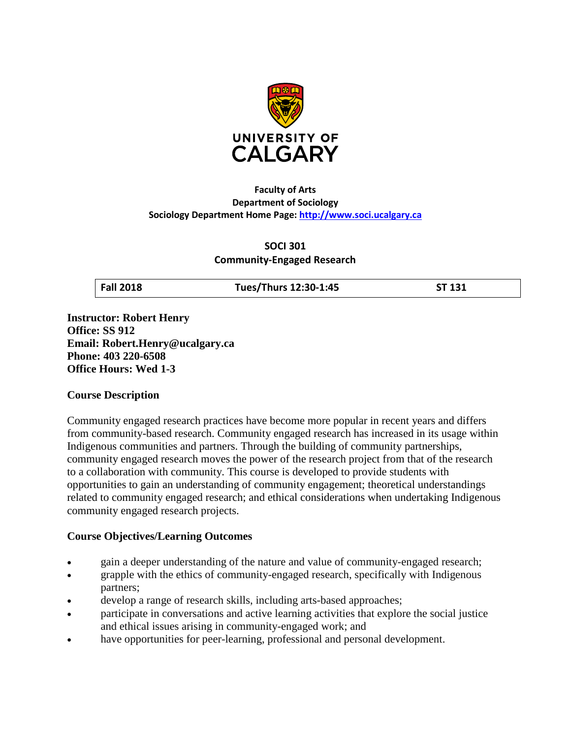UNIVERSITY OF CALGARY

**Faculty of Arts**
**Department of Sociology**
**Sociology Department Home Page: http://www.soci.ucalgary.ca**

# SOCI 301
## Community-Engaged Research

| Fall 2018 | Tues/Thurs 12:30-1:45 | ST 131 |
|---|---|---|

**Instructor: Robert Henry**
**Office: SS 912**
**Email: Robert.Henry@ucalgary.ca**
**Phone: 403 220-6508**
**Office Hours: Wed 1-3**

### Course Description

Community engaged research practices have become more popular in recent years and differs from community-based research. Community engaged research has increased in its usage within Indigenous communities and partners. Through the building of community partnerships, community engaged research moves the power of the research project from that of the research to a collaboration with community. This course is developed to provide students with opportunities to gain an understanding of community engagement; theoretical understandings related to community engaged research; and ethical considerations when undertaking Indigenous community engaged research projects.

### Course Objectives/Learning Outcomes

- gain a deeper understanding of the nature and value of community-engaged research;
- grapple with the ethics of community-engaged research, specifically with Indigenous partners;
- develop a range of research skills, including arts-based approaches;
- participate in conversations and active learning activities that explore the social justice and ethical issues arising in community-engaged work; and
- have opportunities for peer-learning, professional and personal development.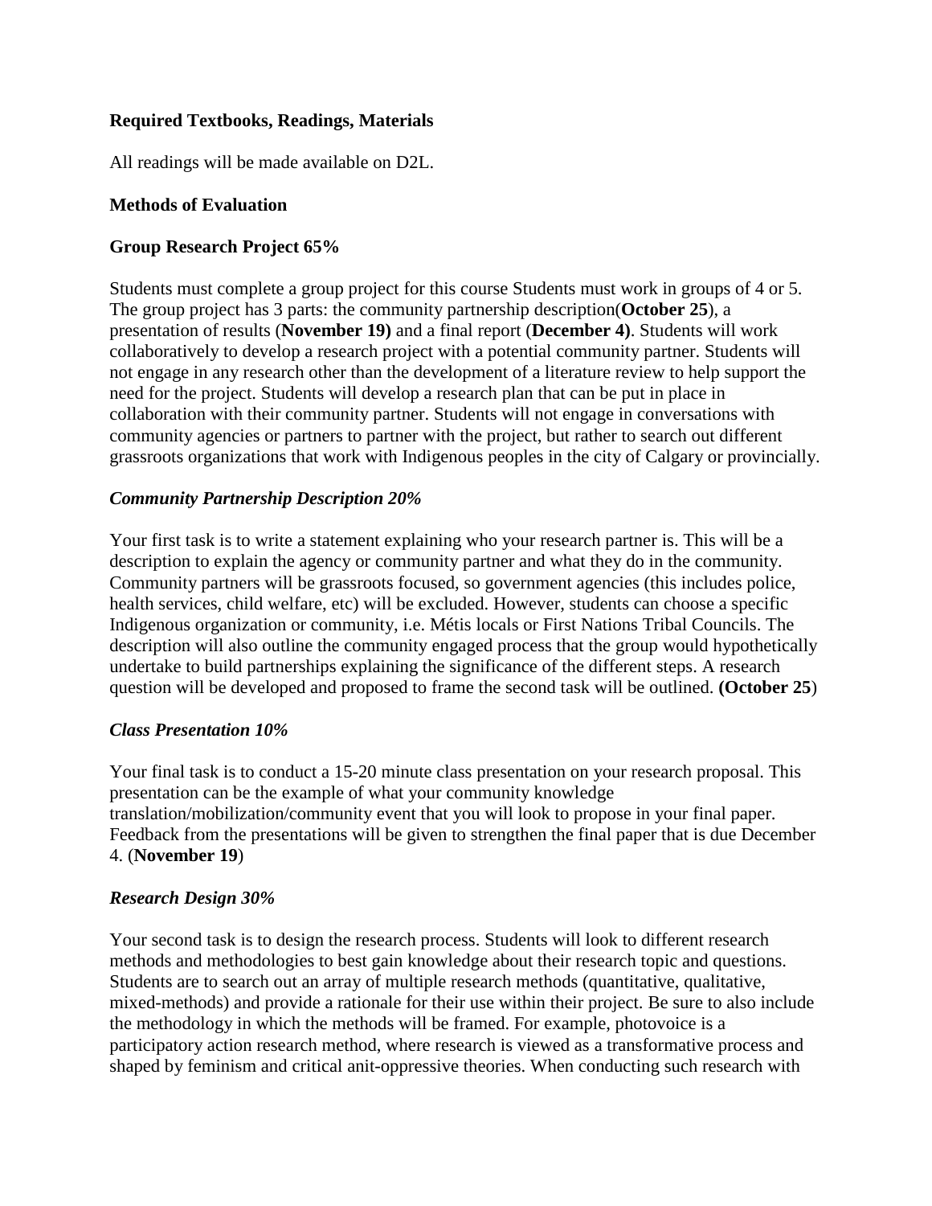**Required Textbooks, Readings, Materials**

All readings will be made available on D2L.

**Methods of Evaluation**

**Group Research Project 65%**

Students must complete a group project for this course Students must work in groups of 4 or 5. The group project has 3 parts: the community partnership description(**October 25**), a presentation of results (**November 19)** and a final report (**December 4)**. Students will work collaboratively to develop a research project with a potential community partner. Students will not engage in any research other than the development of a literature review to help support the need for the project. Students will develop a research plan that can be put in place in collaboration with their community partner. Students will not engage in conversations with community agencies or partners to partner with the project, but rather to search out different grassroots organizations that work with Indigenous peoples in the city of Calgary or provincially.

***Community Partnership Description 20%***

Your first task is to write a statement explaining who your research partner is. This will be a description to explain the agency or community partner and what they do in the community. Community partners will be grassroots focused, so government agencies (this includes police, health services, child welfare, etc) will be excluded. However, students can choose a specific Indigenous organization or community, i.e. Métis locals or First Nations Tribal Councils. The description will also outline the community engaged process that the group would hypothetically undertake to build partnerships explaining the significance of the different steps. A research question will be developed and proposed to frame the second task will be outlined. **(October 25**)

***Class Presentation 10%***

Your final task is to conduct a 15-20 minute class presentation on your research proposal. This presentation can be the example of what your community knowledge translation/mobilization/community event that you will look to propose in your final paper. Feedback from the presentations will be given to strengthen the final paper that is due December 4. (**November 19**)

***Research Design 30%***

Your second task is to design the research process. Students will look to different research methods and methodologies to best gain knowledge about their research topic and questions. Students are to search out an array of multiple research methods (quantitative, qualitative, mixed-methods) and provide a rationale for their use within their project. Be sure to also include the methodology in which the methods will be framed. For example, photovoice is a participatory action research method, where research is viewed as a transformative process and shaped by feminism and critical anit-oppressive theories. When conducting such research with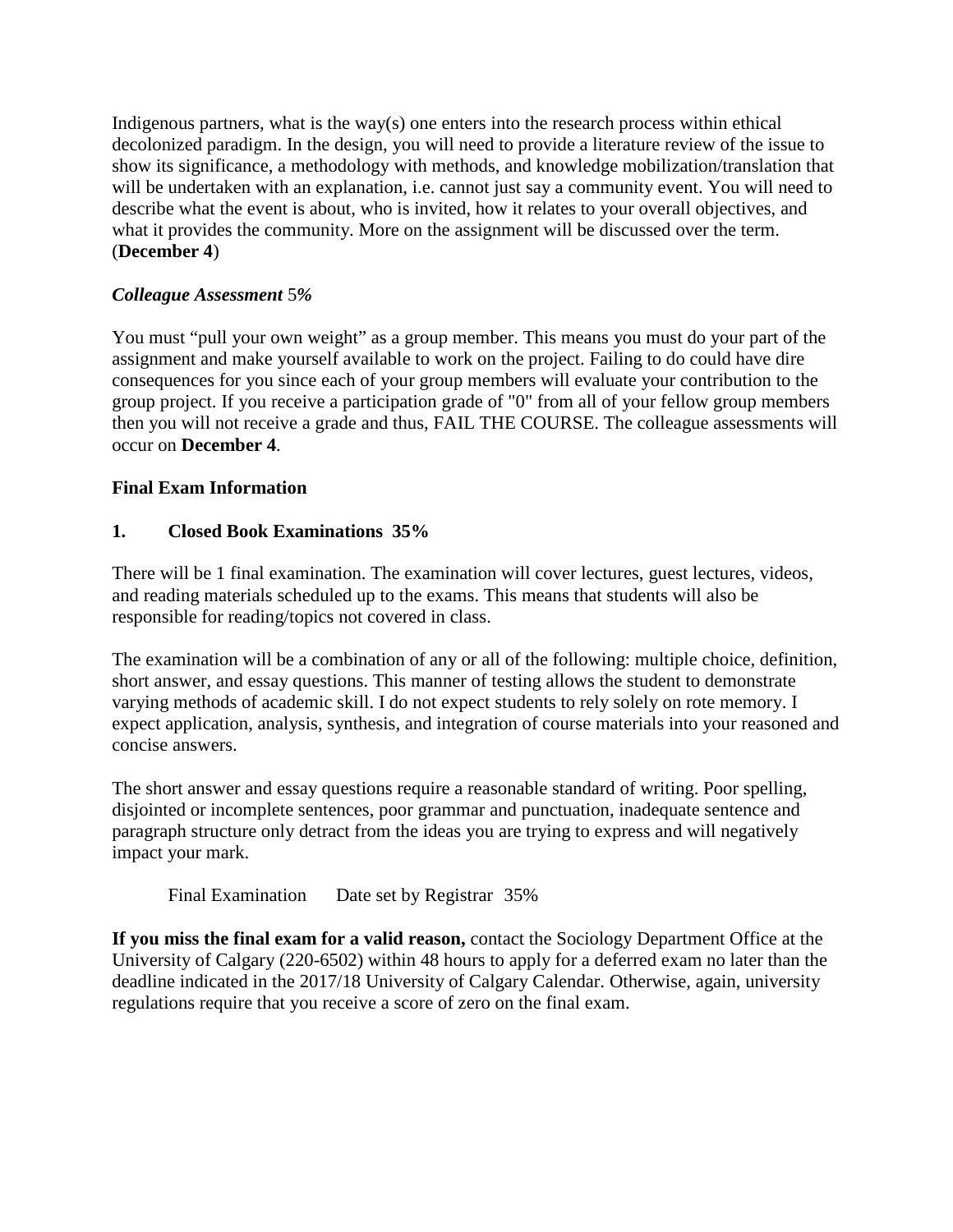Indigenous partners, what is the way(s) one enters into the research process within ethical decolonized paradigm. In the design, you will need to provide a literature review of the issue to show its significance, a methodology with methods, and knowledge mobilization/translation that will be undertaken with an explanation, i.e. cannot just say a community event. You will need to describe what the event is about, who is invited, how it relates to your overall objectives, and what it provides the community. More on the assignment will be discussed over the term. (**December 4**)

***Colleague Assessment*** 5*%*

You must "pull your own weight" as a group member. This means you must do your part of the assignment and make yourself available to work on the project. Failing to do could have dire consequences for you since each of your group members will evaluate your contribution to the group project. If you receive a participation grade of "0" from all of your fellow group members then you will not receive a grade and thus, FAIL THE COURSE. The colleague assessments will occur on **December 4**.

**Final Exam Information**

**1. Closed Book Examinations 35%**

There will be 1 final examination. The examination will cover lectures, guest lectures, videos, and reading materials scheduled up to the exams. This means that students will also be responsible for reading/topics not covered in class.

The examination will be a combination of any or all of the following: multiple choice, definition, short answer, and essay questions. This manner of testing allows the student to demonstrate varying methods of academic skill. I do not expect students to rely solely on rote memory. I expect application, analysis, synthesis, and integration of course materials into your reasoned and concise answers.

The short answer and essay questions require a reasonable standard of writing. Poor spelling, disjointed or incomplete sentences, poor grammar and punctuation, inadequate sentence and paragraph structure only detract from the ideas you are trying to express and will negatively impact your mark.

Final Examination Date set by Registrar 35%

**If you miss the final exam for a valid reason,** contact the Sociology Department Office at the University of Calgary (220-6502) within 48 hours to apply for a deferred exam no later than the deadline indicated in the 2017/18 University of Calgary Calendar. Otherwise, again, university regulations require that you receive a score of zero on the final exam.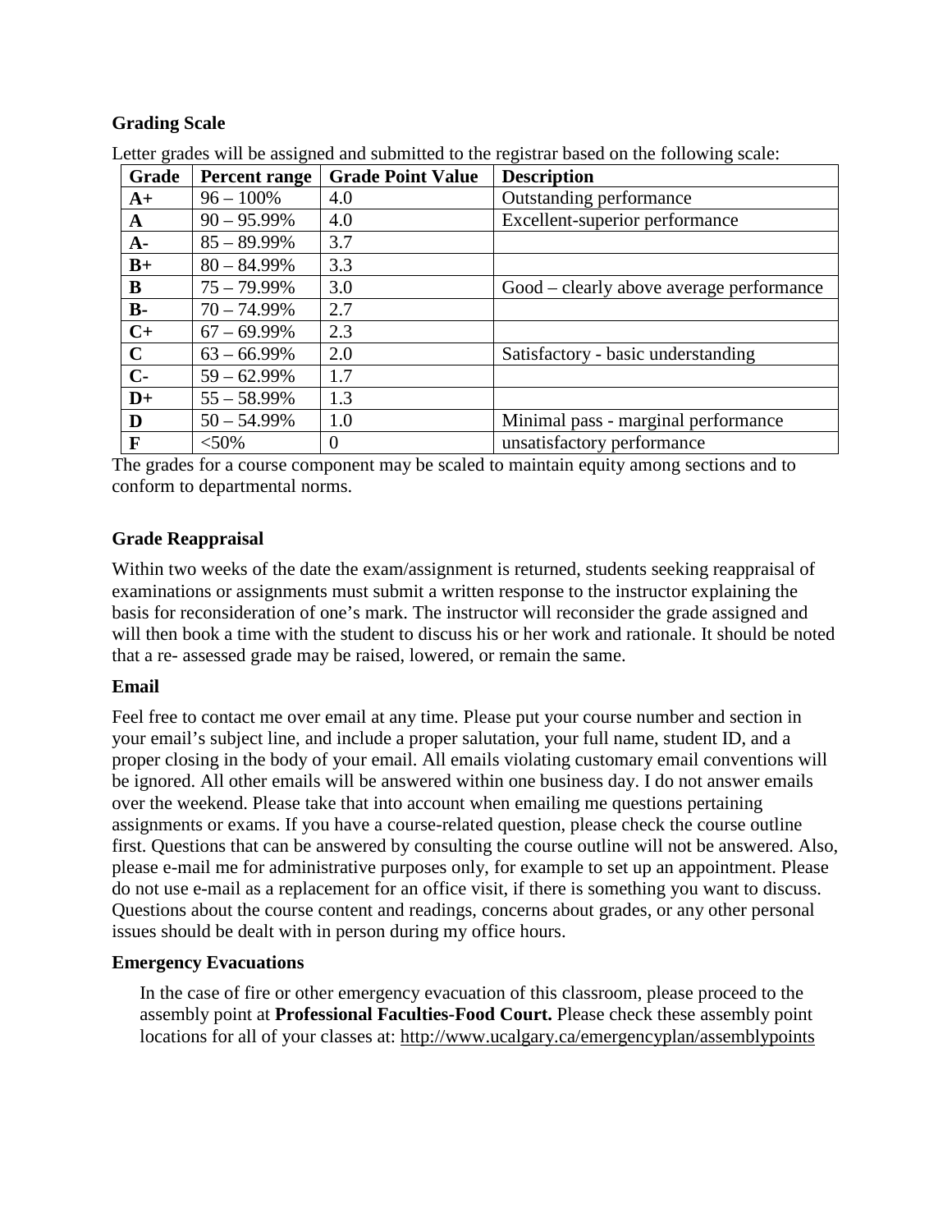**Grading Scale**

Letter grades will be assigned and submitted to the registrar based on the following scale:

| Grade | Percent range | Grade Point Value | Description |
|---|---|---|---|
| **A+** | 96 – 100% | 4.0 | Outstanding performance |
| **A** | 90 – 95.99% | 4.0 | Excellent-superior performance |
| **A-** | 85 – 89.99% | 3.7 | |
| **B+** | 80 – 84.99% | 3.3 | |
| **B** | 75 – 79.99% | 3.0 | Good – clearly above average performance |
| **B-** | 70 – 74.99% | 2.7 | |
| **C+** | 67 – 69.99% | 2.3 | |
| **C** | 63 – 66.99% | 2.0 | Satisfactory - basic understanding |
| **C-** | 59 – 62.99% | 1.7 | |
| **D+** | 55 – 58.99% | 1.3 | |
| **D** | 50 – 54.99% | 1.0 | Minimal pass - marginal performance |
| **F** | <50% | 0 | unsatisfactory performance |

The grades for a course component may be scaled to maintain equity among sections and to conform to departmental norms.

**Grade Reappraisal**

Within two weeks of the date the exam/assignment is returned, students seeking reappraisal of examinations or assignments must submit a written response to the instructor explaining the basis for reconsideration of one's mark. The instructor will reconsider the grade assigned and will then book a time with the student to discuss his or her work and rationale. It should be noted that a re- assessed grade may be raised, lowered, or remain the same.

**Email**

Feel free to contact me over email at any time. Please put your course number and section in your email's subject line, and include a proper salutation, your full name, student ID, and a proper closing in the body of your email. All emails violating customary email conventions will be ignored. All other emails will be answered within one business day. I do not answer emails over the weekend. Please take that into account when emailing me questions pertaining assignments or exams. If you have a course-related question, please check the course outline first. Questions that can be answered by consulting the course outline will not be answered. Also, please e-mail me for administrative purposes only, for example to set up an appointment. Please do not use e-mail as a replacement for an office visit, if there is something you want to discuss. Questions about the course content and readings, concerns about grades, or any other personal issues should be dealt with in person during my office hours.

**Emergency Evacuations**

In the case of fire or other emergency evacuation of this classroom, please proceed to the assembly point at **Professional Faculties-Food Court.** Please check these assembly point locations for all of your classes at: http://www.ucalgary.ca/emergencyplan/assemblypoints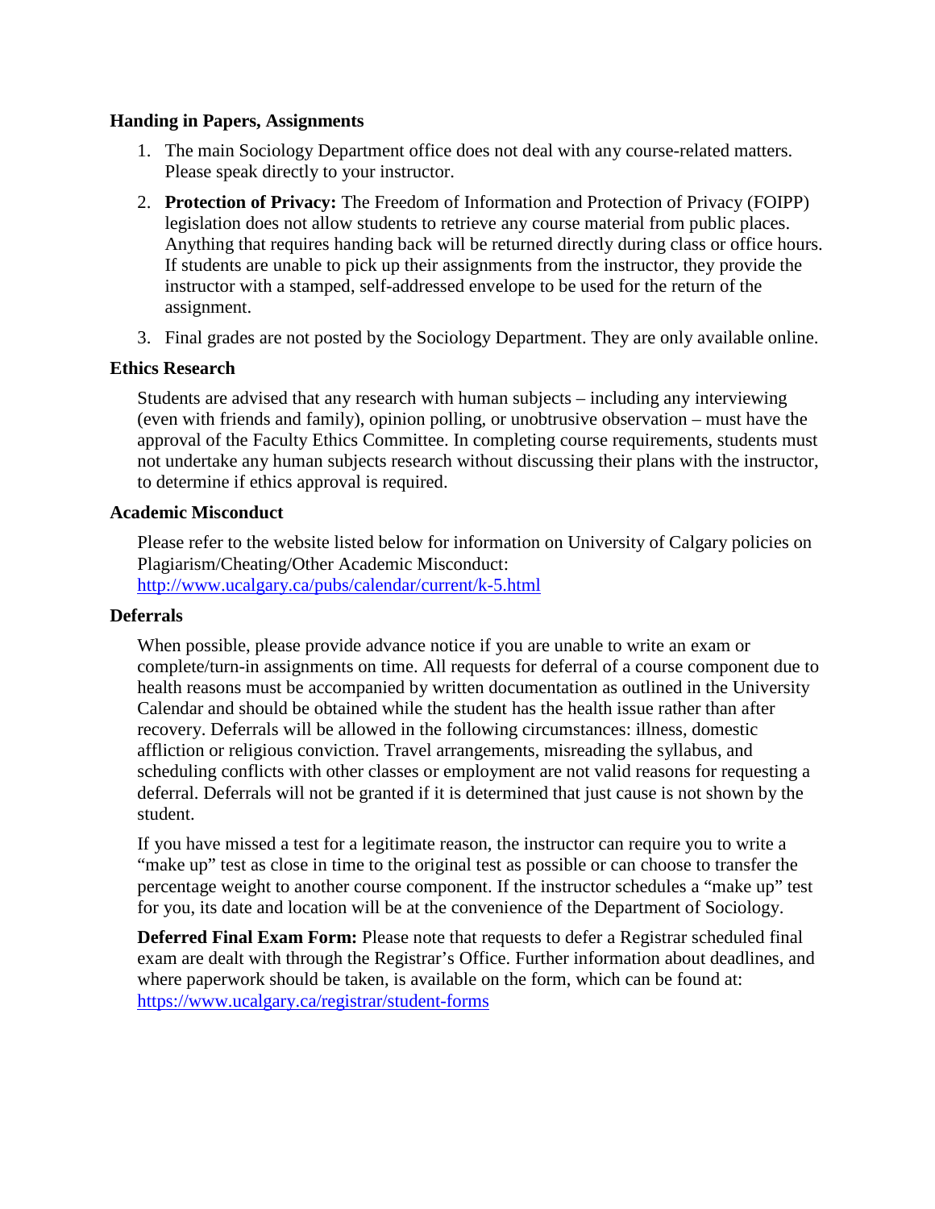### Handing in Papers, Assignments

1. The main Sociology Department office does not deal with any course-related matters. Please speak directly to your instructor.
2. **Protection of Privacy:** The Freedom of Information and Protection of Privacy (FOIPP) legislation does not allow students to retrieve any course material from public places. Anything that requires handing back will be returned directly during class or office hours. If students are unable to pick up their assignments from the instructor, they provide the instructor with a stamped, self-addressed envelope to be used for the return of the assignment.
3. Final grades are not posted by the Sociology Department. They are only available online.

### Ethics Research

Students are advised that any research with human subjects – including any interviewing (even with friends and family), opinion polling, or unobtrusive observation – must have the approval of the Faculty Ethics Committee. In completing course requirements, students must not undertake any human subjects research without discussing their plans with the instructor, to determine if ethics approval is required.

### Academic Misconduct

Please refer to the website listed below for information on University of Calgary policies on Plagiarism/Cheating/Other Academic Misconduct:
http://www.ucalgary.ca/pubs/calendar/current/k-5.html

### Deferrals

When possible, please provide advance notice if you are unable to write an exam or complete/turn-in assignments on time. All requests for deferral of a course component due to health reasons must be accompanied by written documentation as outlined in the University Calendar and should be obtained while the student has the health issue rather than after recovery. Deferrals will be allowed in the following circumstances: illness, domestic affliction or religious conviction. Travel arrangements, misreading the syllabus, and scheduling conflicts with other classes or employment are not valid reasons for requesting a deferral. Deferrals will not be granted if it is determined that just cause is not shown by the student.

If you have missed a test for a legitimate reason, the instructor can require you to write a "make up" test as close in time to the original test as possible or can choose to transfer the percentage weight to another course component. If the instructor schedules a "make up" test for you, its date and location will be at the convenience of the Department of Sociology.

**Deferred Final Exam Form:** Please note that requests to defer a Registrar scheduled final exam are dealt with through the Registrar's Office. Further information about deadlines, and where paperwork should be taken, is available on the form, which can be found at: https://www.ucalgary.ca/registrar/student-forms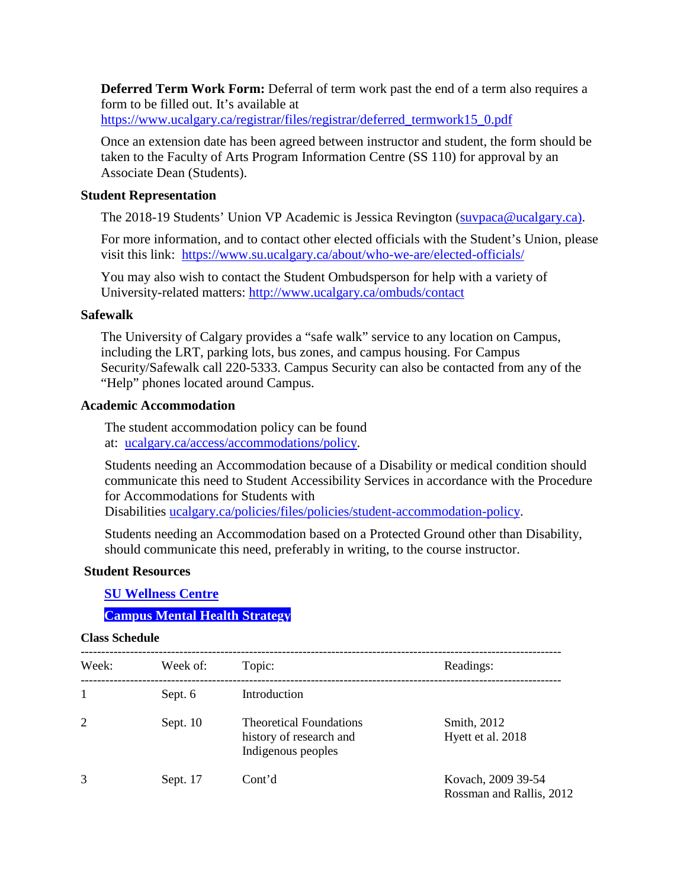**Deferred Term Work Form:** Deferral of term work past the end of a term also requires a form to be filled out. It's available at https://www.ucalgary.ca/registrar/files/registrar/deferred_termwork15_0.pdf

Once an extension date has been agreed between instructor and student, the form should be taken to the Faculty of Arts Program Information Centre (SS 110) for approval by an Associate Dean (Students).

### Student Representation

The 2018-19 Students' Union VP Academic is Jessica Revington (suvpaca@ucalgary.ca).

For more information, and to contact other elected officials with the Student's Union, please visit this link: https://www.su.ucalgary.ca/about/who-we-are/elected-officials/

You may also wish to contact the Student Ombudsperson for help with a variety of University-related matters: http://www.ucalgary.ca/ombuds/contact

### Safewalk

The University of Calgary provides a "safe walk" service to any location on Campus, including the LRT, parking lots, bus zones, and campus housing. For Campus Security/Safewalk call 220-5333. Campus Security can also be contacted from any of the "Help" phones located around Campus.

### Academic Accommodation

The student accommodation policy can be found at: ucalgary.ca/access/accommodations/policy.

Students needing an Accommodation because of a Disability or medical condition should communicate this need to Student Accessibility Services in accordance with the Procedure for Accommodations for Students with Disabilities ucalgary.ca/policies/files/policies/student-accommodation-policy.

Students needing an Accommodation based on a Protected Ground other than Disability, should communicate this need, preferably in writing, to the course instructor.

### Student Resources

**SU Wellness Centre**

**Campus Mental Health Strategy**

### Class Schedule

| Week: | Week of: | Topic: | Readings: |
|---|---|---|---|
| 1 | Sept. 6 | Introduction | |
| 2 | Sept. 10 | Theoretical Foundations history of research and Indigenous peoples | Smith, 2012<br>Hyett et al. 2018 |
| 3 | Sept. 17 | Cont'd | Kovach, 2009 39-54<br>Rossman and Rallis, 2012 |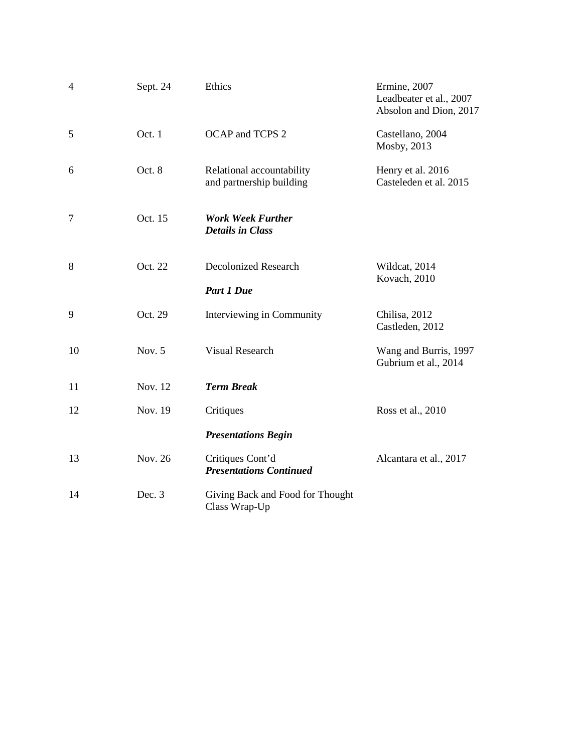| | | | |
|---|---|---|---|
| 4 | Sept. 24 | Ethics | Ermine, 2007<br>Leadbeater et al., 2007<br>Absolon and Dion, 2017 |
| 5 | Oct. 1 | OCAP and TCPS 2 | Castellano, 2004<br>Mosby, 2013 |
| 6 | Oct. 8 | Relational accountability and partnership building | Henry et al. 2016<br>Casteleden et al. 2015 |
| 7 | Oct. 15 | ***Work Week Further Details in Class*** | |
| 8 | Oct. 22 | Decolonized Research<br><br>***Part 1 Due*** | Wildcat, 2014<br>Kovach, 2010 |
| 9 | Oct. 29 | Interviewing in Community | Chilisa, 2012<br>Castleden, 2012 |
| 10 | Nov. 5 | Visual Research | Wang and Burris, 1997<br>Gubrium et al., 2014 |
| 11 | Nov. 12 | ***Term Break*** | |
| 12 | Nov. 19 | Critiques<br><br>***Presentations Begin*** | Ross et al., 2010 |
| 13 | Nov. 26 | Critiques Cont'd<br>***Presentations Continued*** | Alcantara et al., 2017 |
| 14 | Dec. 3 | Giving Back and Food for Thought<br>Class Wrap-Up | |